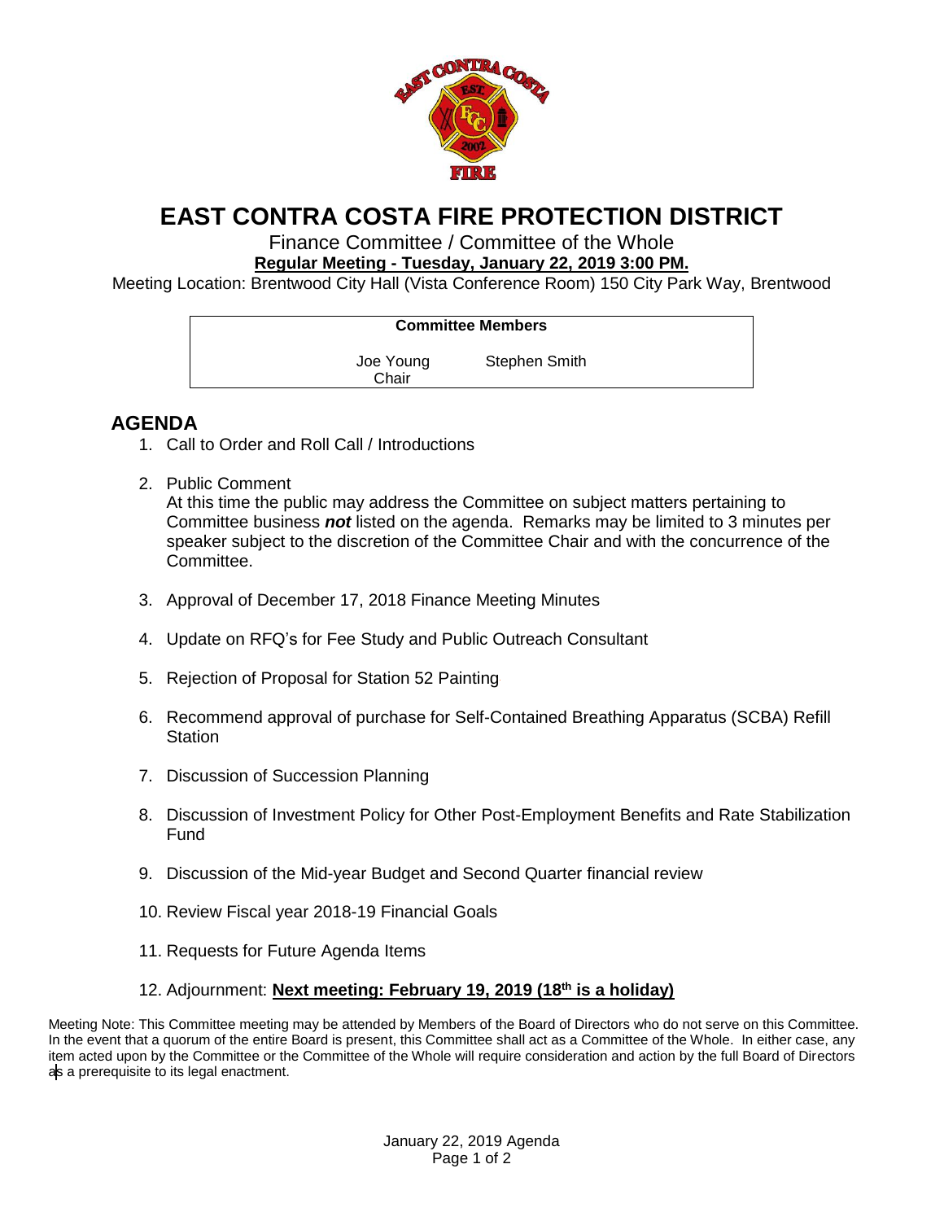# EAST CONTRA COSTA FIRE PROTECTION DISTRICT

Finance Committee / Committee of the Whole

**Regular Meeting - Tuesday, January 22, 2019 3:00 PM.**

Meeting Location: Brentwood City Hall (Vista Conference Room) 150 City Park Way, Brentwood

| Committee Members | |
|---|---|
| Joe Young<br>Chair | Stephen Smith |

## AGENDA

1. Call to Order and Roll Call / Introductions

2. Public Comment
   At this time the public may address the Committee on subject matters pertaining to Committee business ***not*** listed on the agenda. Remarks may be limited to 3 minutes per speaker subject to the discretion of the Committee Chair and with the concurrence of the Committee.

3. Approval of December 17, 2018 Finance Meeting Minutes

4. Update on RFQ's for Fee Study and Public Outreach Consultant

5. Rejection of Proposal for Station 52 Painting

6. Recommend approval of purchase for Self-Contained Breathing Apparatus (SCBA) Refill Station

7. Discussion of Succession Planning

8. Discussion of Investment Policy for Other Post-Employment Benefits and Rate Stabilization Fund

9. Discussion of the Mid-year Budget and Second Quarter financial review

10. Review Fiscal year 2018-19 Financial Goals

11. Requests for Future Agenda Items

12. Adjournment: **Next meeting: February 19, 2019 (18th is a holiday)**

Meeting Note: This Committee meeting may be attended by Members of the Board of Directors who do not serve on this Committee. In the event that a quorum of the entire Board is present, this Committee shall act as a Committee of the Whole. In either case, any item acted upon by the Committee or the Committee of the Whole will require consideration and action by the full Board of Directors as a prerequisite to its legal enactment.

January 22, 2019 Agenda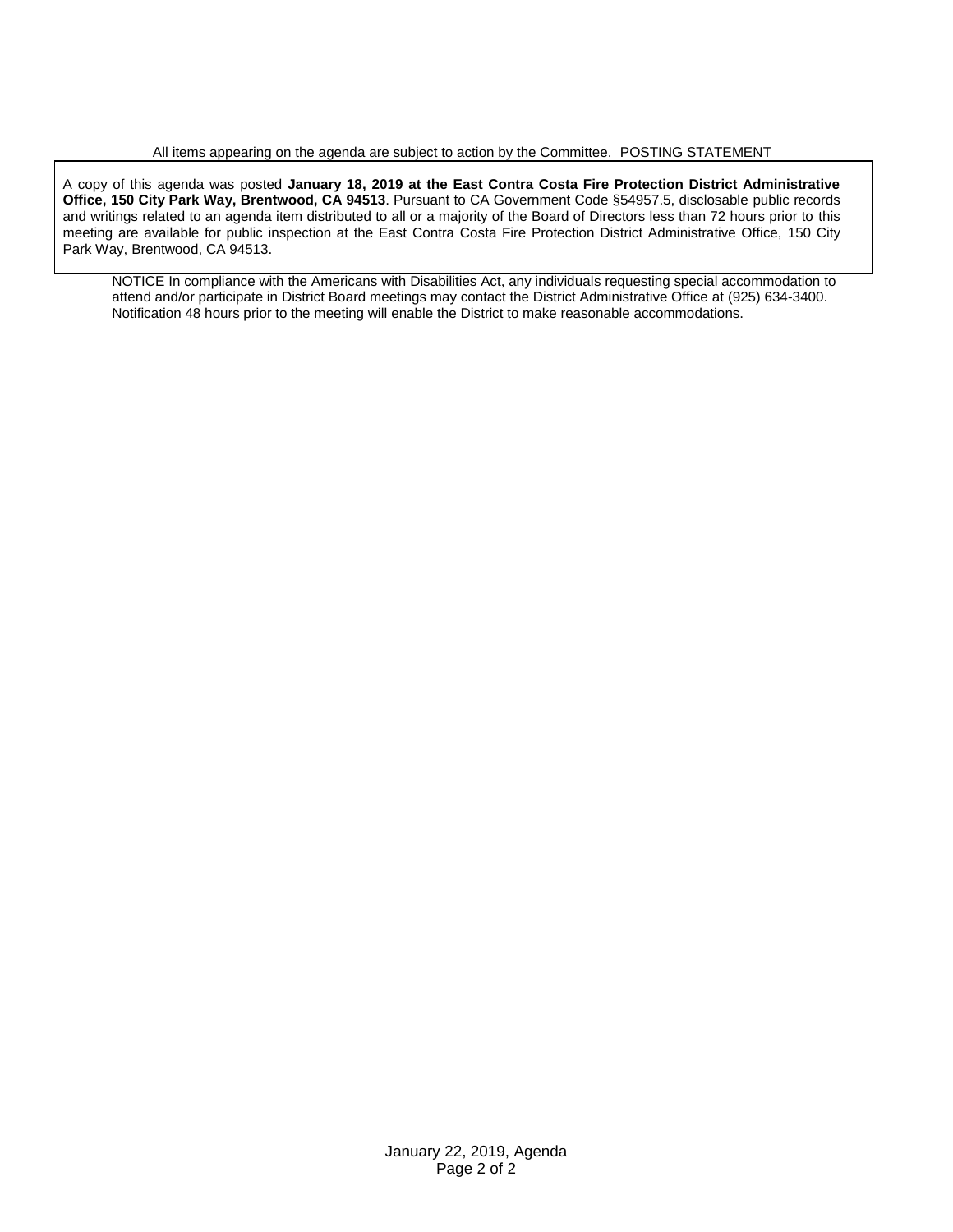All items appearing on the agenda are subject to action by the Committee. POSTING STATEMENT

A copy of this agenda was posted **January 18, 2019 at the East Contra Costa Fire Protection District Administrative Office, 150 City Park Way, Brentwood, CA 94513**. Pursuant to CA Government Code §54957.5, disclosable public records and writings related to an agenda item distributed to all or a majority of the Board of Directors less than 72 hours prior to this meeting are available for public inspection at the East Contra Costa Fire Protection District Administrative Office, 150 City Park Way, Brentwood, CA 94513.

NOTICE In compliance with the Americans with Disabilities Act, any individuals requesting special accommodation to attend and/or participate in District Board meetings may contact the District Administrative Office at (925) 634-3400. Notification 48 hours prior to the meeting will enable the District to make reasonable accommodations.